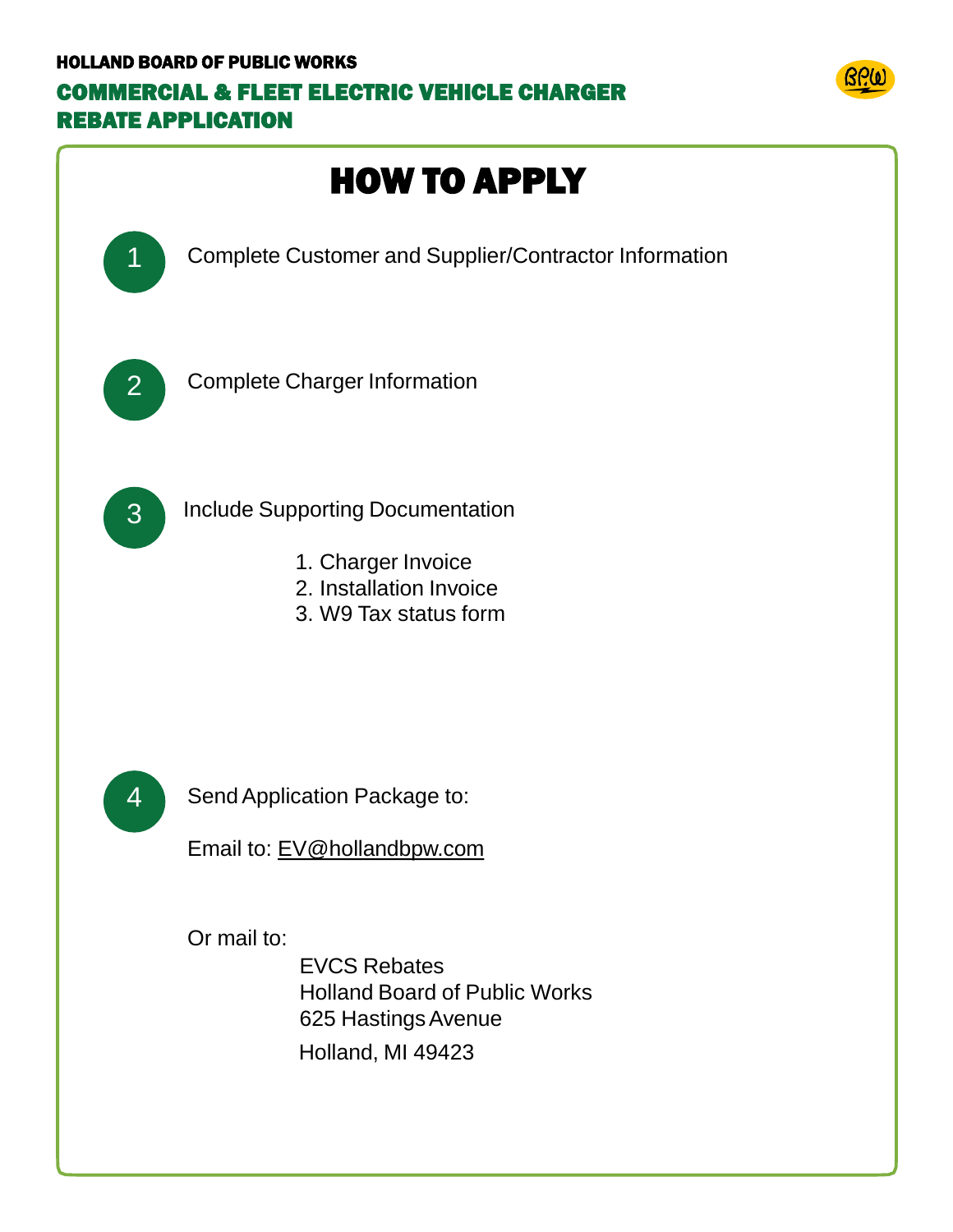HOLLAND BOARD OF PUBLIC WORKS

# COMMERCIAL & FLEET ELECTRIC VEHICLE CHARGER REBATE APPLICATION

## HOW TO APPLY

1. Complete Customer and Supplier/Contractor Information

2. Complete Charger Information

3. Include Supporting Documentation
   1. Charger Invoice
   2. Installation Invoice
   3. W9 Tax status form

4. Send Application Package to:

   Email to: EV@hollandbpw.com

   Or mail to:

   EVCS Rebates
   Holland Board of Public Works
   625 Hastings Avenue
   Holland, MI 49423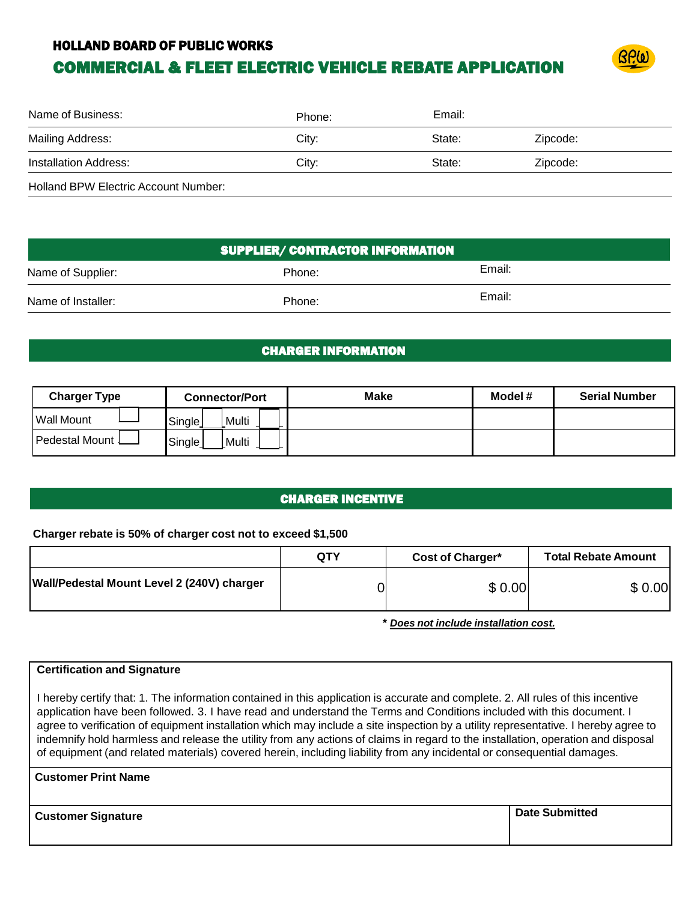**HOLLAND BOARD OF PUBLIC WORKS**

# COMMERCIAL & FLEET ELECTRIC VEHICLE REBATE APPLICATION

Name of Business: Phone: Email:

Mailing Address: City: State: Zipcode:

Installation Address: City: State: Zipcode:

Holland BPW Electric Account Number:

## SUPPLIER/ CONTRACTOR INFORMATION

Name of Supplier: Phone: Email:

Name of Installer: Phone: Email:

## CHARGER INFORMATION

| Charger Type | Connector/Port | Make | Model # | Serial Number |
|---|---|---|---|---|
| Wall Mount ☐ | Single ☐ Multi ☐ | | | |
| Pedestal Mount ☐ | Single ☐ Multi ☐ | | | |

## CHARGER INCENTIVE

**Charger rebate is 50% of charger cost not to exceed $1,500**

| | QTY | Cost of Charger* | Total Rebate Amount |
|---|---|---|---|
| **Wall/Pedestal Mount Level 2 (240V) charger** | 0 | $ 0.00 | $ 0.00 |

*** *Does not include installation cost.***

**Certification and Signature**

I hereby certify that: 1. The information contained in this application is accurate and complete. 2. All rules of this incentive application have been followed. 3. I have read and understand the Terms and Conditions included with this document. I agree to verification of equipment installation which may include a site inspection by a utility representative. I hereby agree to indemnify hold harmless and release the utility from any actions of claims in regard to the installation, operation and disposal of equipment (and related materials) covered herein, including liability from any incidental or consequential damages.

**Customer Print Name**

| **Customer Signature** | **Date Submitted** |
|---|---|
| | |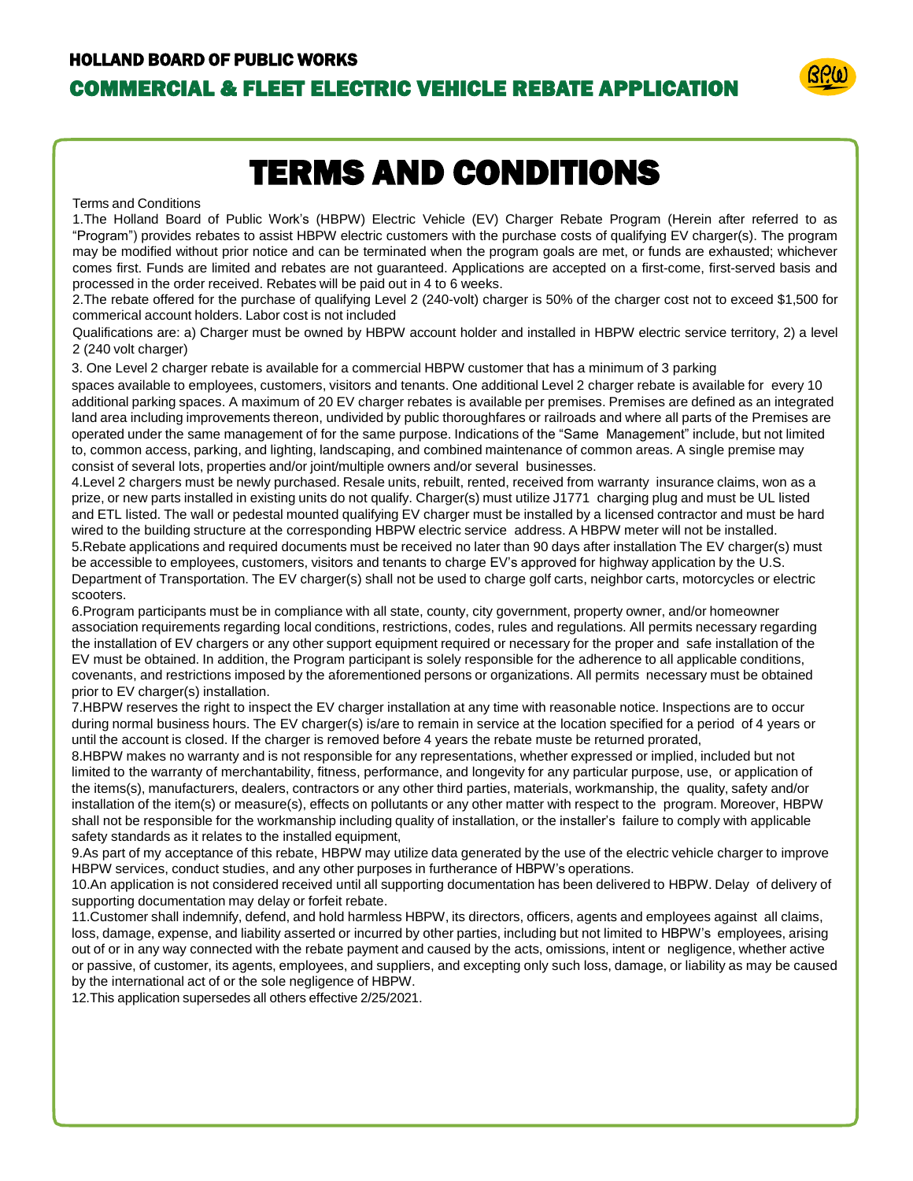# TERMS AND CONDITIONS

Terms and Conditions

1.The Holland Board of Public Work's (HBPW) Electric Vehicle (EV) Charger Rebate Program (Herein after referred to as "Program") provides rebates to assist HBPW electric customers with the purchase costs of qualifying EV charger(s). The program may be modified without prior notice and can be terminated when the program goals are met, or funds are exhausted; whichever comes first. Funds are limited and rebates are not guaranteed. Applications are accepted on a first-come, first-served basis and processed in the order received. Rebates will be paid out in 4 to 6 weeks.

2.The rebate offered for the purchase of qualifying Level 2 (240-volt) charger is 50% of the charger cost not to exceed $1,500 for commerical account holders. Labor cost is not included

Qualifications are: a) Charger must be owned by HBPW account holder and installed in HBPW electric service territory, 2) a level 2 (240 volt charger)

3. One Level 2 charger rebate is available for a commercial HBPW customer that has a minimum of 3 parking spaces available to employees, customers, visitors and tenants. One additional Level 2 charger rebate is available for every 10 additional parking spaces. A maximum of 20 EV charger rebates is available per premises. Premises are defined as an integrated land area including improvements thereon, undivided by public thoroughfares or railroads and where all parts of the Premises are operated under the same management of for the same purpose. Indications of the "Same Management" include, but not limited to, common access, parking, and lighting, landscaping, and combined maintenance of common areas. A single premise may consist of several lots, properties and/or joint/multiple owners and/or several businesses.

4.Level 2 chargers must be newly purchased. Resale units, rebuilt, rented, received from warranty insurance claims, won as a prize, or new parts installed in existing units do not qualify. Charger(s) must utilize J1771 charging plug and must be UL listed and ETL listed. The wall or pedestal mounted qualifying EV charger must be installed by a licensed contractor and must be hard wired to the building structure at the corresponding HBPW electric service address. A HBPW meter will not be installed.

5.Rebate applications and required documents must be received no later than 90 days after installation The EV charger(s) must be accessible to employees, customers, visitors and tenants to charge EV's approved for highway application by the U.S. Department of Transportation. The EV charger(s) shall not be used to charge golf carts, neighbor carts, motorcycles or electric scooters.

6.Program participants must be in compliance with all state, county, city government, property owner, and/or homeowner association requirements regarding local conditions, restrictions, codes, rules and regulations. All permits necessary regarding the installation of EV chargers or any other support equipment required or necessary for the proper and safe installation of the EV must be obtained. In addition, the Program participant is solely responsible for the adherence to all applicable conditions, covenants, and restrictions imposed by the aforementioned persons or organizations. All permits necessary must be obtained prior to EV charger(s) installation.

7.HBPW reserves the right to inspect the EV charger installation at any time with reasonable notice. Inspections are to occur during normal business hours. The EV charger(s) is/are to remain in service at the location specified for a period of 4 years or until the account is closed. If the charger is removed before 4 years the rebate muste be returned prorated,

8.HBPW makes no warranty and is not responsible for any representations, whether expressed or implied, included but not limited to the warranty of merchantability, fitness, performance, and longevity for any particular purpose, use, or application of the items(s), manufacturers, dealers, contractors or any other third parties, materials, workmanship, the quality, safety and/or installation of the item(s) or measure(s), effects on pollutants or any other matter with respect to the program. Moreover, HBPW shall not be responsible for the workmanship including quality of installation, or the installer's failure to comply with applicable safety standards as it relates to the installed equipment,

9.As part of my acceptance of this rebate, HBPW may utilize data generated by the use of the electric vehicle charger to improve HBPW services, conduct studies, and any other purposes in furtherance of HBPW's operations.

10.An application is not considered received until all supporting documentation has been delivered to HBPW. Delay of delivery of supporting documentation may delay or forfeit rebate.

11.Customer shall indemnify, defend, and hold harmless HBPW, its directors, officers, agents and employees against all claims, loss, damage, expense, and liability asserted or incurred by other parties, including but not limited to HBPW's employees, arising out of or in any way connected with the rebate payment and caused by the acts, omissions, intent or negligence, whether active or passive, of customer, its agents, employees, and suppliers, and excepting only such loss, damage, or liability as may be caused by the international act of or the sole negligence of HBPW.

12.This application supersedes all others effective 2/25/2021.